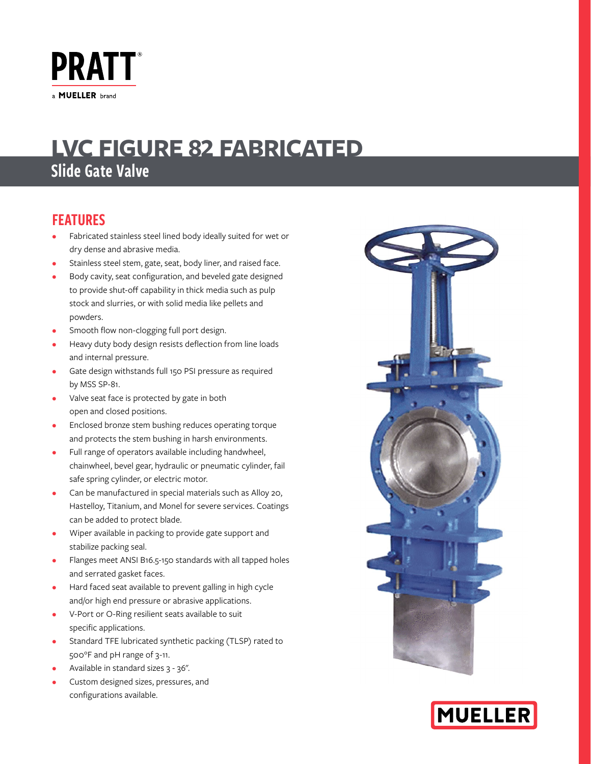PRATT®

a MUELLER brand

# LVC FIGURE 82 FABRICATED

## Slide Gate Valve

### FEATURES

- Fabricated stainless steel lined body ideally suited for wet or dry dense and abrasive media.
- Stainless steel stem, gate, seat, body liner, and raised face.
- Body cavity, seat configuration, and beveled gate designed to provide shut-off capability in thick media such as pulp stock and slurries, or with solid media like pellets and powders.
- Smooth flow non-clogging full port design.
- Heavy duty body design resists deflection from line loads and internal pressure.
- Gate design withstands full 150 PSI pressure as required by MSS SP-81.
- Valve seat face is protected by gate in both open and closed positions.
- Enclosed bronze stem bushing reduces operating torque and protects the stem bushing in harsh environments.
- Full range of operators available including handwheel, chainwheel, bevel gear, hydraulic or pneumatic cylinder, fail safe spring cylinder, or electric motor.
- Can be manufactured in special materials such as Alloy 20, Hastelloy, Titanium, and Monel for severe services. Coatings can be added to protect blade.
- Wiper available in packing to provide gate support and stabilize packing seal.
- Flanges meet ANSI B16.5-150 standards with all tapped holes and serrated gasket faces.
- Hard faced seat available to prevent galling in high cycle and/or high end pressure or abrasive applications.
- V-Port or O-Ring resilient seats available to suit specific applications.
- Standard TFE lubricated synthetic packing (TLSP) rated to 500°F and pH range of 3-11.
- Available in standard sizes 3 - 36".
- Custom designed sizes, pressures, and configurations available.

MUELLER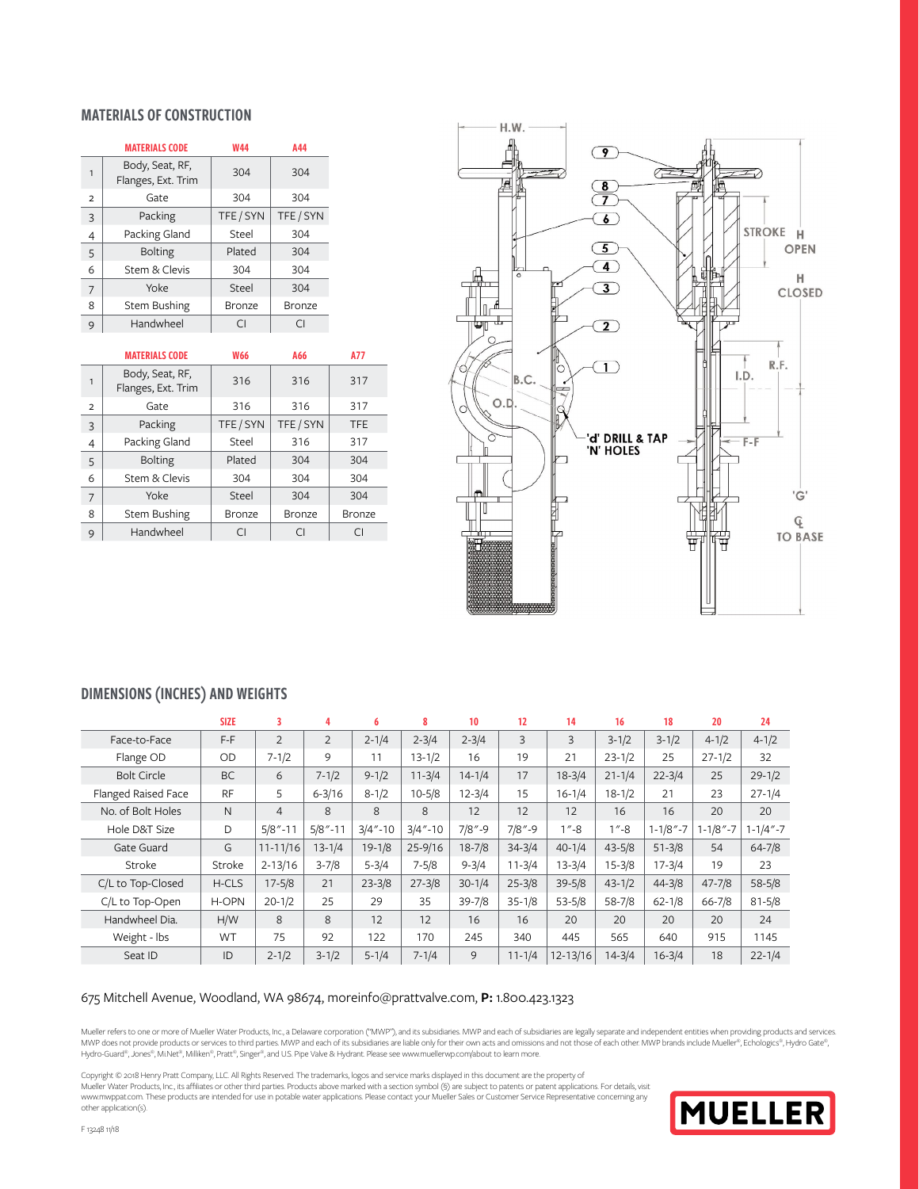## MATERIALS OF CONSTRUCTION

| | MATERIALS CODE | W44 | A44 |
|---|---|---|---|
| 1 | Body, Seat, RF, Flanges, Ext. Trim | 304 | 304 |
| 2 | Gate | 304 | 304 |
| 3 | Packing | TFE / SYN | TFE / SYN |
| 4 | Packing Gland | Steel | 304 |
| 5 | Bolting | Plated | 304 |
| 6 | Stem & Clevis | 304 | 304 |
| 7 | Yoke | Steel | 304 |
| 8 | Stem Bushing | Bronze | Bronze |
| 9 | Handwheel | CI | CI |

| | MATERIALS CODE | W66 | A66 | A77 |
|---|---|---|---|---|
| 1 | Body, Seat, RF, Flanges, Ext. Trim | 316 | 316 | 317 |
| 2 | Gate | 316 | 316 | 317 |
| 3 | Packing | TFE / SYN | TFE / SYN | TFE |
| 4 | Packing Gland | Steel | 316 | 317 |
| 5 | Bolting | Plated | 304 | 304 |
| 6 | Stem & Clevis | 304 | 304 | 304 |
| 7 | Yoke | Steel | 304 | 304 |
| 8 | Stem Bushing | Bronze | Bronze | Bronze |
| 9 | Handwheel | CI | CI | CI |

H.W.
9
8
7
6
5
4
3
2
1
B.C.
O.D.
'd' DRILL & TAP
'N' HOLES
STROKE
H OPEN
H CLOSED
I.D.
R.F.
F-F
'G'
℄ TO BASE

## DIMENSIONS (INCHES) AND WEIGHTS

| | SIZE | 3 | 4 | 6 | 8 | 10 | 12 | 14 | 16 | 18 | 20 | 24 |
|---|---|---|---|---|---|---|---|---|---|---|---|---|
| Face-to-Face | F-F | 2 | 2 | 2-1/4 | 2-3/4 | 2-3/4 | 3 | 3 | 3-1/2 | 3-1/2 | 4-1/2 | 4-1/2 |
| Flange OD | OD | 7-1/2 | 9 | 11 | 13-1/2 | 16 | 19 | 21 | 23-1/2 | 25 | 27-1/2 | 32 |
| Bolt Circle | BC | 6 | 7-1/2 | 9-1/2 | 11-3/4 | 14-1/4 | 17 | 18-3/4 | 21-1/4 | 22-3/4 | 25 | 29-1/2 |
| Flanged Raised Face | RF | 5 | 6-3/16 | 8-1/2 | 10-5/8 | 12-3/4 | 15 | 16-1/4 | 18-1/2 | 21 | 23 | 27-1/4 |
| No. of Bolt Holes | N | 4 | 8 | 8 | 8 | 12 | 12 | 12 | 16 | 16 | 20 | 20 |
| Hole D&T Size | D | 5/8″-11 | 5/8″-11 | 3/4″-10 | 3/4″-10 | 7/8″-9 | 7/8″-9 | 1″-8 | 1″-8 | 1-1/8″-7 | 1-1/8″-7 | 1-1/4″-7 |
| Gate Guard | G | 11-11/16 | 13-1/4 | 19-1/8 | 25-9/16 | 18-7/8 | 34-3/4 | 40-1/4 | 43-5/8 | 51-3/8 | 54 | 64-7/8 |
| Stroke | Stroke | 2-13/16 | 3-7/8 | 5-3/4 | 7-5/8 | 9-3/4 | 11-3/4 | 13-3/4 | 15-3/8 | 17-3/4 | 19 | 23 |
| C/L to Top-Closed | H-CLS | 17-5/8 | 21 | 23-3/8 | 27-3/8 | 30-1/4 | 25-3/8 | 39-5/8 | 43-1/2 | 44-3/8 | 47-7/8 | 58-5/8 |
| C/L to Top-Open | H-OPN | 20-1/2 | 25 | 29 | 35 | 39-7/8 | 35-1/8 | 53-5/8 | 58-7/8 | 62-1/8 | 66-7/8 | 81-5/8 |
| Handwheel Dia. | H/W | 8 | 8 | 12 | 12 | 16 | 16 | 20 | 20 | 20 | 20 | 24 |
| Weight - lbs | WT | 75 | 92 | 122 | 170 | 245 | 340 | 445 | 565 | 640 | 915 | 1145 |
| Seat ID | ID | 2-1/2 | 3-1/2 | 5-1/4 | 7-1/4 | 9 | 11-1/4 | 12-13/16 | 14-3/4 | 16-3/4 | 18 | 22-1/4 |

675 Mitchell Avenue, Woodland, WA 98674, moreinfo@prattvalve.com, **P:** 1.800.423.1323

Mueller refers to one or more of Mueller Water Products, Inc., a Delaware corporation ("MWP"), and its subsidiaries. MWP and each of its subsidiaries are legally separate and independent entities when providing products and services. MWP does not provide products or services to third parties. MWP and each of its subsidiaries are liable only for their own acts and omissions and not those of each other. MWP brands include Mueller®, Echologics®, Hydro Gate®, Hydro-Guard®, Jones®, Mi.Net®, Milliken®, Pratt®, Singer®, and U.S. Pipe Valve & Hydrant. Please see www.muellerwp.com/about to learn more.

Copyright © 2018 Henry Pratt Company, LLC. All Rights Reserved. The trademarks, logos and service marks displayed in this document are the property of Mueller Water Products, Inc., its affiliates or other third parties. Products above marked with a section symbol (§) are subject to patents or patent applications. For details, visit www.mwppat.com. These products are intended for use in potable water applications. Please contact your Mueller Sales or Customer Service Representative concerning any other application(s).

F 13248 11/18

MUELLER